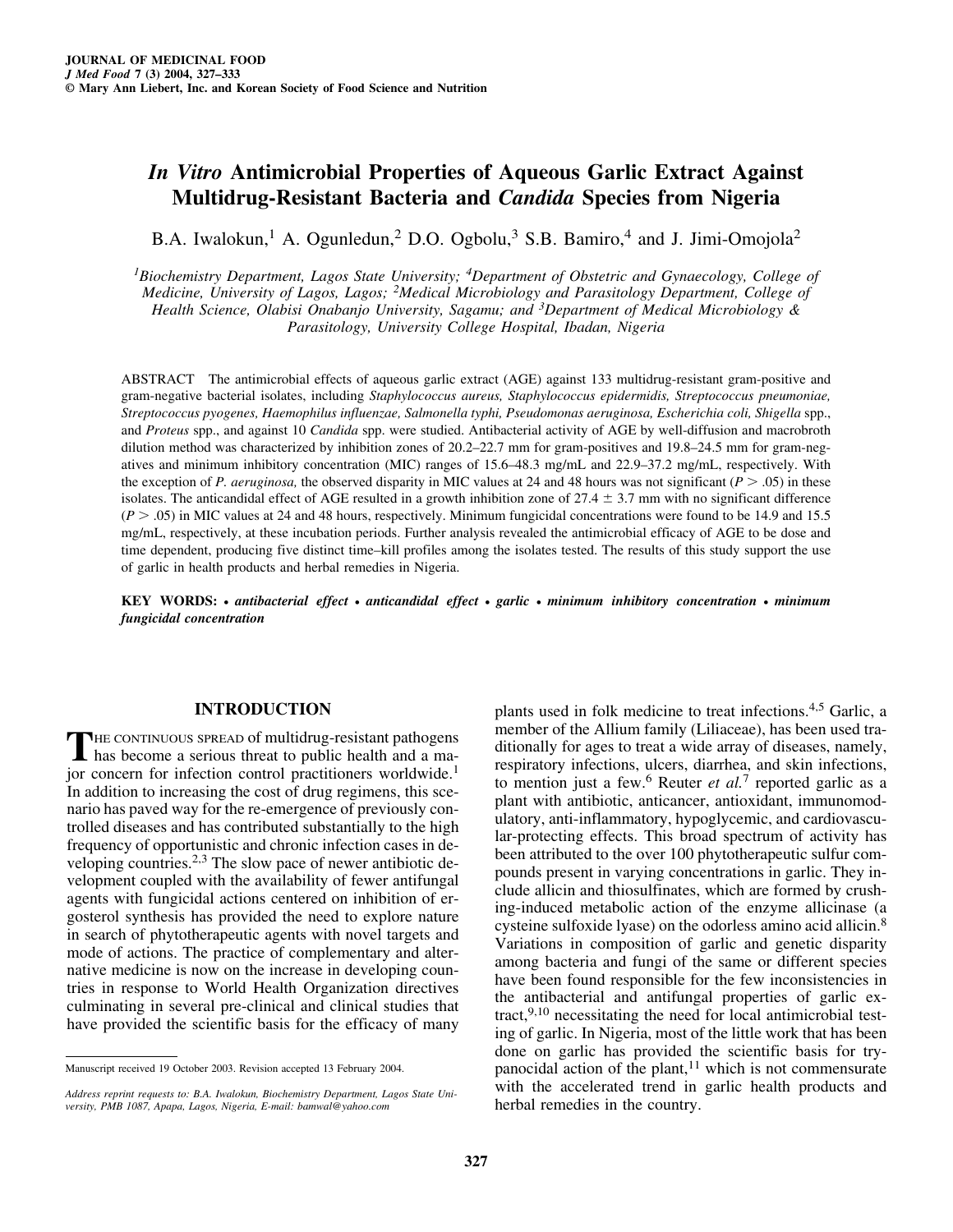# *In Vitro* Antimicrobial Properties of Aqueous Garlic Extract Against Multidrug-Resistant Bacteria and *Candida* Species from Nigeria

B.A. Iwalokun,[1] A. Ogunledun,[2] D.O. Ogbolu,[3] S.B. Bamiro,[4] and J. Jimi-Omojola[2]

[1]Biochemistry Department, Lagos State University; [4]Department of Obstetric and Gynaecology, College of Medicine, University of Lagos, Lagos; [2]Medical Microbiology and Parasitology Department, College of Health Science, Olabisi Onabanjo University, Sagamu; and [3]Department of Medical Microbiology & Parasitology, University College Hospital, Ibadan, Nigeria

ABSTRACT The antimicrobial effects of aqueous garlic extract (AGE) against 133 multidrug-resistant gram-positive and gram-negative bacterial isolates, including *Staphylococcus aureus, Staphylococcus epidermidis, Streptococcus pneumoniae, Streptococcus pyogenes, Haemophilus influenzae, Salmonella typhi, Pseudomonas aeruginosa, Escherichia coli, Shigella* spp., and *Proteus* spp., and against 10 *Candida* spp. were studied. Antibacterial activity of AGE by well-diffusion and macrobroth dilution method was characterized by inhibition zones of 20.2–22.7 mm for gram-positives and 19.8–24.5 mm for gram-negatives and minimum inhibitory concentration (MIC) ranges of 15.6–48.3 mg/mL and 22.9–37.2 mg/mL, respectively. With the exception of *P. aeruginosa,* the observed disparity in MIC values at 24 and 48 hours was not significant ($P > .05$) in these isolates. The anticandidal effect of AGE resulted in a growth inhibition zone of 27.4 ± 3.7 mm with no significant difference ($P > .05$) in MIC values at 24 and 48 hours, respectively. Minimum fungicidal concentrations were found to be 14.9 and 15.5 mg/mL, respectively, at these incubation periods. Further analysis revealed the antimicrobial efficacy of AGE to be dose and time dependent, producing five distinct time–kill profiles among the isolates tested. The results of this study support the use of garlic in health products and herbal remedies in Nigeria.

**KEY WORDS:** • ***antibacterial effect*** • ***anticandidal effect*** • ***garlic*** • ***minimum inhibitory concentration*** • ***minimum fungicidal concentration***

## INTRODUCTION

THE CONTINUOUS SPREAD of multidrug-resistant pathogens has become a serious threat to public health and a major concern for infection control practitioners worldwide.[1] In addition to increasing the cost of drug regimens, this scenario has paved way for the re-emergence of previously controlled diseases and has contributed substantially to the high frequency of opportunistic and chronic infection cases in developing countries.[2,3] The slow pace of newer antibiotic development coupled with the availability of fewer antifungal agents with fungicidal actions centered on inhibition of ergosterol synthesis has provided the need to explore nature in search of phytotherapeutic agents with novel targets and mode of actions. The practice of complementary and alternative medicine is now on the increase in developing countries in response to World Health Organization directives culminating in several pre-clinical and clinical studies that have provided the scientific basis for the efficacy of many plants used in folk medicine to treat infections.[4,5] Garlic, a member of the Allium family (Liliaceae), has been used traditionally for ages to treat a wide array of diseases, namely, respiratory infections, ulcers, diarrhea, and skin infections, to mention just a few.[6] Reuter *et al.*[7] reported garlic as a plant with antibiotic, anticancer, antioxidant, immunomodulatory, anti-inflammatory, hypoglycemic, and cardiovascular-protecting effects. This broad spectrum of activity has been attributed to the over 100 phytotherapeutic sulfur compounds present in varying concentrations in garlic. They include allicin and thiosulfinates, which are formed by crushing-induced metabolic action of the enzyme allicinase (a cysteine sulfoxide lyase) on the odorless amino acid allicin.[8] Variations in composition of garlic and genetic disparity among bacteria and fungi of the same or different species have been found responsible for the few inconsistencies in the antibacterial and antifungal properties of garlic extract,[9,10] necessitating the need for local antimicrobial testing of garlic. In Nigeria, most of the little work that has been done on garlic has provided the scientific basis for trypanocidal action of the plant,[11] which is not commensurate with the accelerated trend in garlic health products and herbal remedies in the country.

Manuscript received 19 October 2003. Revision accepted 13 February 2004.

*Address reprint requests to: B.A. Iwalokun, Biochemistry Department, Lagos State University, PMB 1087, Apapa, Lagos, Nigeria, E-mail: bamwal@yahoo.com*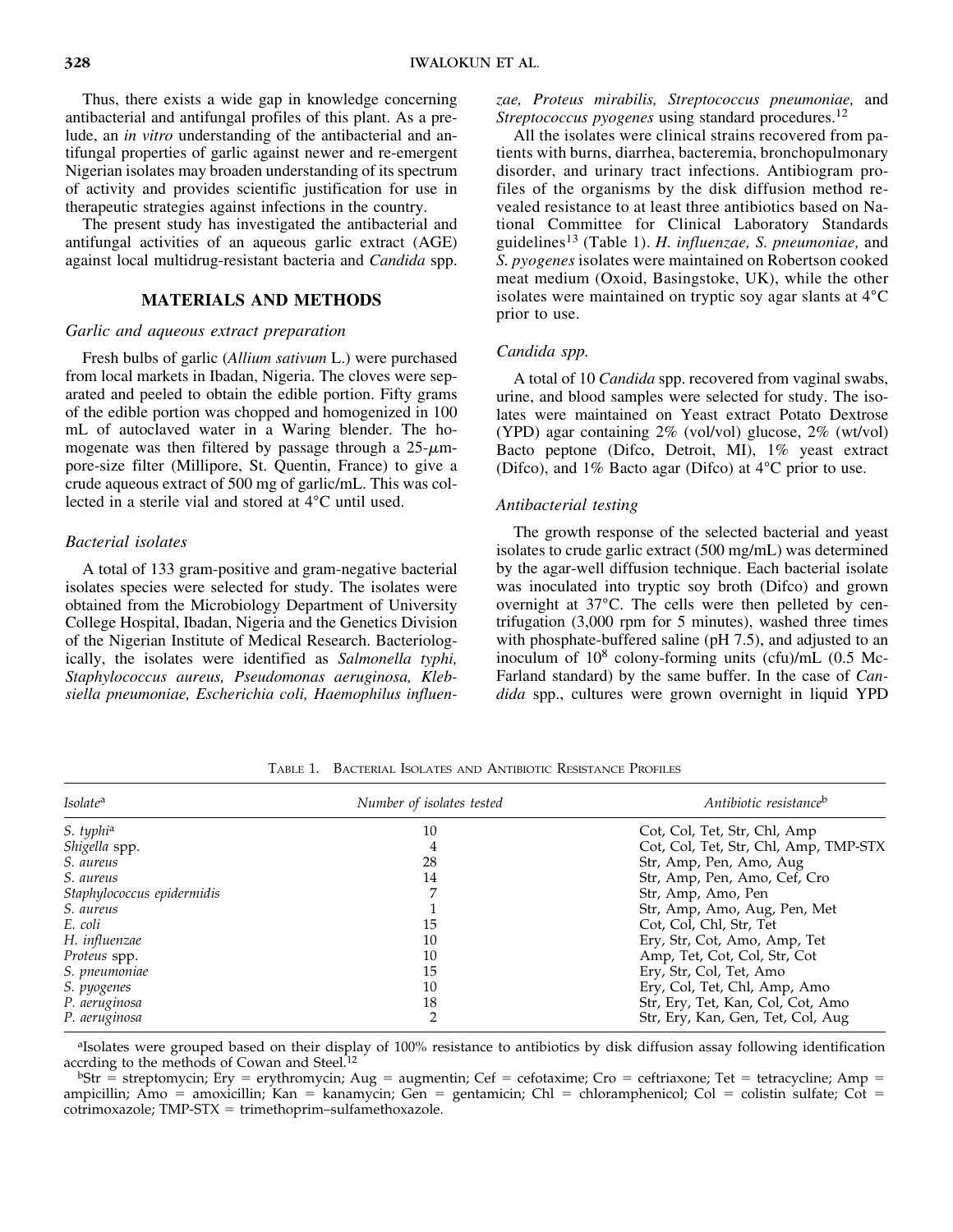Thus, there exists a wide gap in knowledge concerning antibacterial and antifungal profiles of this plant. As a prelude, an *in vitro* understanding of the antibacterial and antifungal properties of garlic against newer and re-emergent Nigerian isolates may broaden understanding of its spectrum of activity and provides scientific justification for use in therapeutic strategies against infections in the country.

The present study has investigated the antibacterial and antifungal activities of an aqueous garlic extract (AGE) against local multidrug-resistant bacteria and *Candida* spp.

## MATERIALS AND METHODS

### *Garlic and aqueous extract preparation*

Fresh bulbs of garlic (*Allium sativum* L.) were purchased from local markets in Ibadan, Nigeria. The cloves were separated and peeled to obtain the edible portion. Fifty grams of the edible portion was chopped and homogenized in 100 mL of autoclaved water in a Waring blender. The homogenate was then filtered by passage through a 25-$\mu$m-pore-size filter (Millipore, St. Quentin, France) to give a crude aqueous extract of 500 mg of garlic/mL. This was collected in a sterile vial and stored at 4°C until used.

### *Bacterial isolates*

A total of 133 gram-positive and gram-negative bacterial isolates species were selected for study. The isolates were obtained from the Microbiology Department of University College Hospital, Ibadan, Nigeria and the Genetics Division of the Nigerian Institute of Medical Research. Bacteriologically, the isolates were identified as *Salmonella typhi, Staphylococcus aureus, Pseudomonas aeruginosa, Klebsiella pneumoniae, Escherichia coli, Haemophilus influenzae, Proteus mirabilis, Streptococcus pneumoniae,* and *Streptococcus pyogenes* using standard procedures.[12]

All the isolates were clinical strains recovered from patients with burns, diarrhea, bacteremia, bronchopulmonary disorder, and urinary tract infections. Antibiogram profiles of the organisms by the disk diffusion method revealed resistance to at least three antibiotics based on National Committee for Clinical Laboratory Standards guidelines[13] (Table 1). *H. influenzae, S. pneumoniae,* and *S. pyogenes* isolates were maintained on Robertson cooked meat medium (Oxoid, Basingstoke, UK), while the other isolates were maintained on tryptic soy agar slants at 4°C prior to use.

### *Candida spp.*

A total of 10 *Candida* spp. recovered from vaginal swabs, urine, and blood samples were selected for study. The isolates were maintained on Yeast extract Potato Dextrose (YPD) agar containing 2% (vol/vol) glucose, 2% (wt/vol) Bacto peptone (Difco, Detroit, MI), 1% yeast extract (Difco), and 1% Bacto agar (Difco) at 4°C prior to use.

### *Antibacterial testing*

The growth response of the selected bacterial and yeast isolates to crude garlic extract (500 mg/mL) was determined by the agar-well diffusion technique. Each bacterial isolate was inoculated into tryptic soy broth (Difco) and grown overnight at 37°C. The cells were then pelleted by centrifugation (3,000 rpm for 5 minutes), washed three times with phosphate-buffered saline (pH 7.5), and adjusted to an inoculum of $10^8$ colony-forming units (cfu)/mL (0.5 McFarland standard) by the same buffer. In the case of *Candida* spp., cultures were grown overnight in liquid YPD

TABLE 1. BACTERIAL ISOLATES AND ANTIBIOTIC RESISTANCE PROFILES

| *Isolate*[a] | *Number of isolates tested* | *Antibiotic resistance*[b] |
|---|---|---|
| *S. typhi*[a] | 10 | Cot, Col, Tet, Str, Chl, Amp |
| *Shigella* spp. | 4 | Cot, Col, Tet, Str, Chl, Amp, TMP-STX |
| *S. aureus* | 28 | Str, Amp, Pen, Amo, Aug |
| *S. aureus* | 14 | Str, Amp, Pen, Amo, Cef, Cro |
| *Staphylococcus epidermidis* | 7 | Str, Amp, Amo, Pen |
| *S. aureus* | 1 | Str, Amp, Amo, Aug, Pen, Met |
| *E. coli* | 15 | Cot, Col, Chl, Str, Tet |
| *H. influenzae* | 10 | Ery, Str, Cot, Amo, Amp, Tet |
| *Proteus* spp. | 10 | Amp, Tet, Cot, Col, Str, Cot |
| *S. pneumoniae* | 15 | Ery, Str, Col, Tet, Amo |
| *S. pyogenes* | 10 | Ery, Col, Tet, Chl, Amp, Amo |
| *P. aeruginosa* | 18 | Str, Ery, Tet, Kan, Col, Cot, Amo |
| *P. aeruginosa* | 2 | Str, Ery, Kan, Gen, Tet, Col, Aug |

[a]Isolates were grouped based on their display of 100% resistance to antibiotics by disk diffusion assay following identification accrding to the methods of Cowan and Steel.[12]

[b]Str = streptomycin; Ery = erythromycin; Aug = augmentin; Cef = cefotaxime; Cro = ceftriaxone; Tet = tetracycline; Amp = ampicillin; Amo = amoxicillin; Kan = kanamycin; Gen = gentamicin; Chl = chloramphenicol; Col = colistin sulfate; Cot = cotrimoxazole; TMP-STX = trimethoprim–sulfamethoxazole.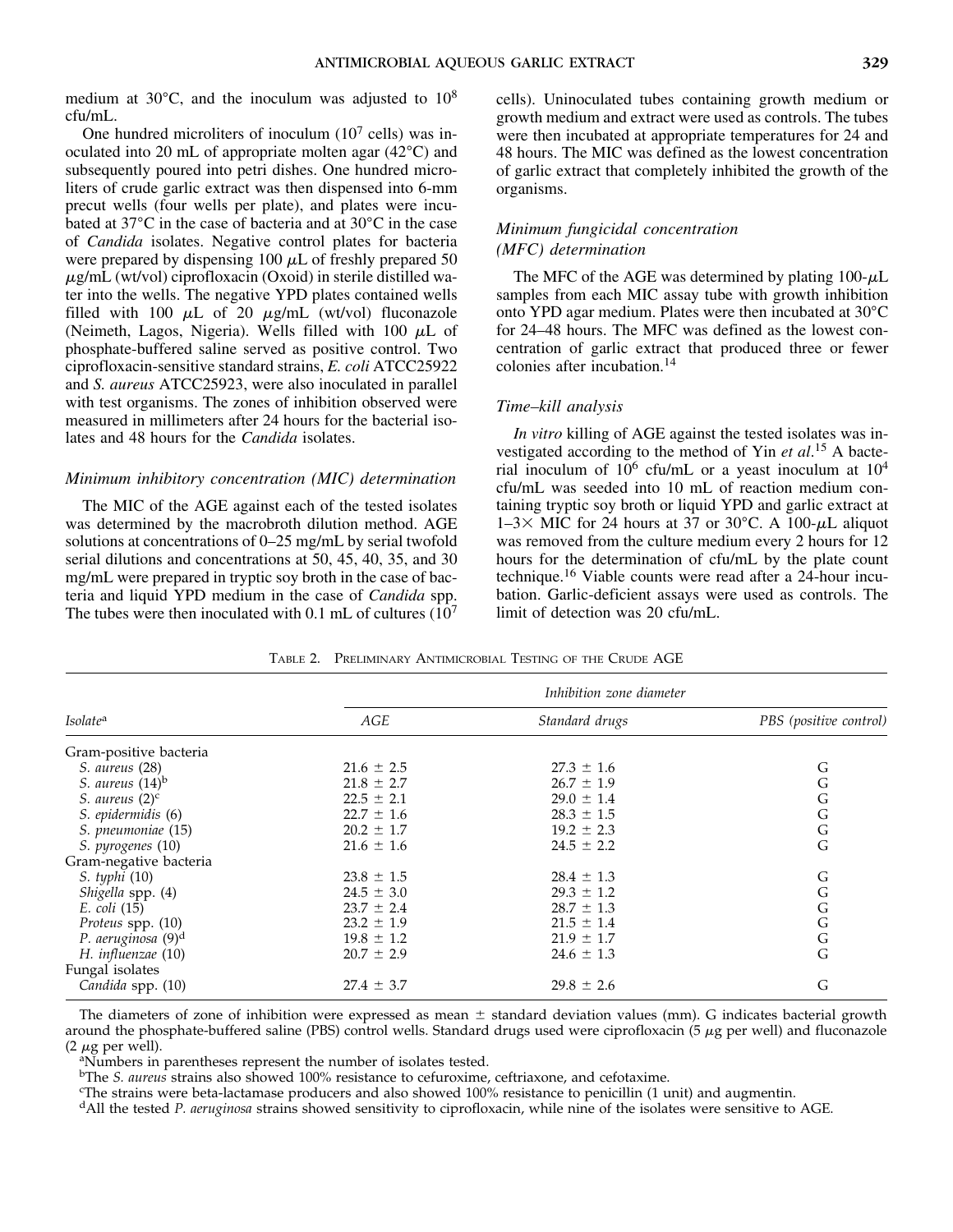medium at 30°C, and the inoculum was adjusted to $10^8$ cfu/mL.

One hundred microliters of inoculum ($10^7$ cells) was inoculated into 20 mL of appropriate molten agar (42°C) and subsequently poured into petri dishes. One hundred microliters of crude garlic extract was then dispensed into 6-mm precut wells (four wells per plate), and plates were incubated at 37°C in the case of bacteria and at 30°C in the case of *Candida* isolates. Negative control plates for bacteria were prepared by dispensing 100 $\mu$L of freshly prepared 50 $\mu$g/mL (wt/vol) ciprofloxacin (Oxoid) in sterile distilled water into the wells. The negative YPD plates contained wells filled with 100 $\mu$L of 20 $\mu$g/mL (wt/vol) fluconazole (Neimeth, Lagos, Nigeria). Wells filled with 100 $\mu$L of phosphate-buffered saline served as positive control. Two ciprofloxacin-sensitive standard strains, *E. coli* ATCC25922 and *S. aureus* ATCC25923, were also inoculated in parallel with test organisms. The zones of inhibition observed were measured in millimeters after 24 hours for the bacterial isolates and 48 hours for the *Candida* isolates.

### Minimum inhibitory concentration (MIC) determination

The MIC of the AGE against each of the tested isolates was determined by the macrobroth dilution method. AGE solutions at concentrations of 0–25 mg/mL by serial twofold serial dilutions and concentrations at 50, 45, 40, 35, and 30 mg/mL were prepared in tryptic soy broth in the case of bacteria and liquid YPD medium in the case of *Candida* spp. The tubes were then inoculated with 0.1 mL of cultures ($10^7$ cells). Uninoculated tubes containing growth medium or growth medium and extract were used as controls. The tubes were then incubated at appropriate temperatures for 24 and 48 hours. The MIC was defined as the lowest concentration of garlic extract that completely inhibited the growth of the organisms.

### Minimum fungicidal concentration (MFC) determination

The MFC of the AGE was determined by plating 100-$\mu$L samples from each MIC assay tube with growth inhibition onto YPD agar medium. Plates were then incubated at 30°C for 24–48 hours. The MFC was defined as the lowest concentration of garlic extract that produced three or fewer colonies after incubation.[14]

### Time–kill analysis

*In vitro* killing of AGE against the tested isolates was investigated according to the method of Yin *et al.*[15] A bacterial inoculum of $10^6$ cfu/mL or a yeast inoculum at $10^4$ cfu/mL was seeded into 10 mL of reaction medium containing tryptic soy broth or liquid YPD and garlic extract at 1–3× MIC for 24 hours at 37 or 30°C. A 100-$\mu$L aliquot was removed from the culture medium every 2 hours for 12 hours for the determination of cfu/mL by the plate count technique.[16] Viable counts were read after a 24-hour incubation. Garlic-deficient assays were used as controls. The limit of detection was 20 cfu/mL.

Table 2. Preliminary Antimicrobial Testing of the Crude AGE

| Isolate[a] | Inhibition zone diameter | | |
|---|---|---|---|
| | AGE | Standard drugs | PBS (positive control) |
| Gram-positive bacteria | | | |
| *S. aureus* (28) | 21.6 ± 2.5 | 27.3 ± 1.6 | G |
| *S. aureus* (14)[b] | 21.8 ± 2.7 | 26.7 ± 1.9 | G |
| *S. aureus* (2)[c] | 22.5 ± 2.1 | 29.0 ± 1.4 | G |
| *S. epidermidis* (6) | 22.7 ± 1.6 | 28.3 ± 1.5 | G |
| *S. pneumoniae* (15) | 20.2 ± 1.7 | 19.2 ± 2.3 | G |
| *S. pyrogenes* (10) | 21.6 ± 1.6 | 24.5 ± 2.2 | G |
| Gram-negative bacteria | | | |
| *S. typhi* (10) | 23.8 ± 1.5 | 28.4 ± 1.3 | G |
| *Shigella* spp. (4) | 24.5 ± 3.0 | 29.3 ± 1.2 | G |
| *E. coli* (15) | 23.7 ± 2.4 | 28.7 ± 1.3 | G |
| *Proteus* spp. (10) | 23.2 ± 1.9 | 21.5 ± 1.4 | G |
| *P. aeruginosa* (9)[d] | 19.8 ± 1.2 | 21.9 ± 1.7 | G |
| *H. influenzae* (10) | 20.7 ± 2.9 | 24.6 ± 1.3 | G |
| Fungal isolates | | | |
| *Candida* spp. (10) | 27.4 ± 3.7 | 29.8 ± 2.6 | G |

The diameters of zone of inhibition were expressed as mean ± standard deviation values (mm). G indicates bacterial growth around the phosphate-buffered saline (PBS) control wells. Standard drugs used were ciprofloxacin (5 $\mu$g per well) and fluconazole (2 $\mu$g per well).

[a]Numbers in parentheses represent the number of isolates tested.

[b]The *S. aureus* strains also showed 100% resistance to cefuroxime, ceftriaxone, and cefotaxime.

[c]The strains were beta-lactamase producers and also showed 100% resistance to penicillin (1 unit) and augmentin.

[d]All the tested *P. aeruginosa* strains showed sensitivity to ciprofloxacin, while nine of the isolates were sensitive to AGE.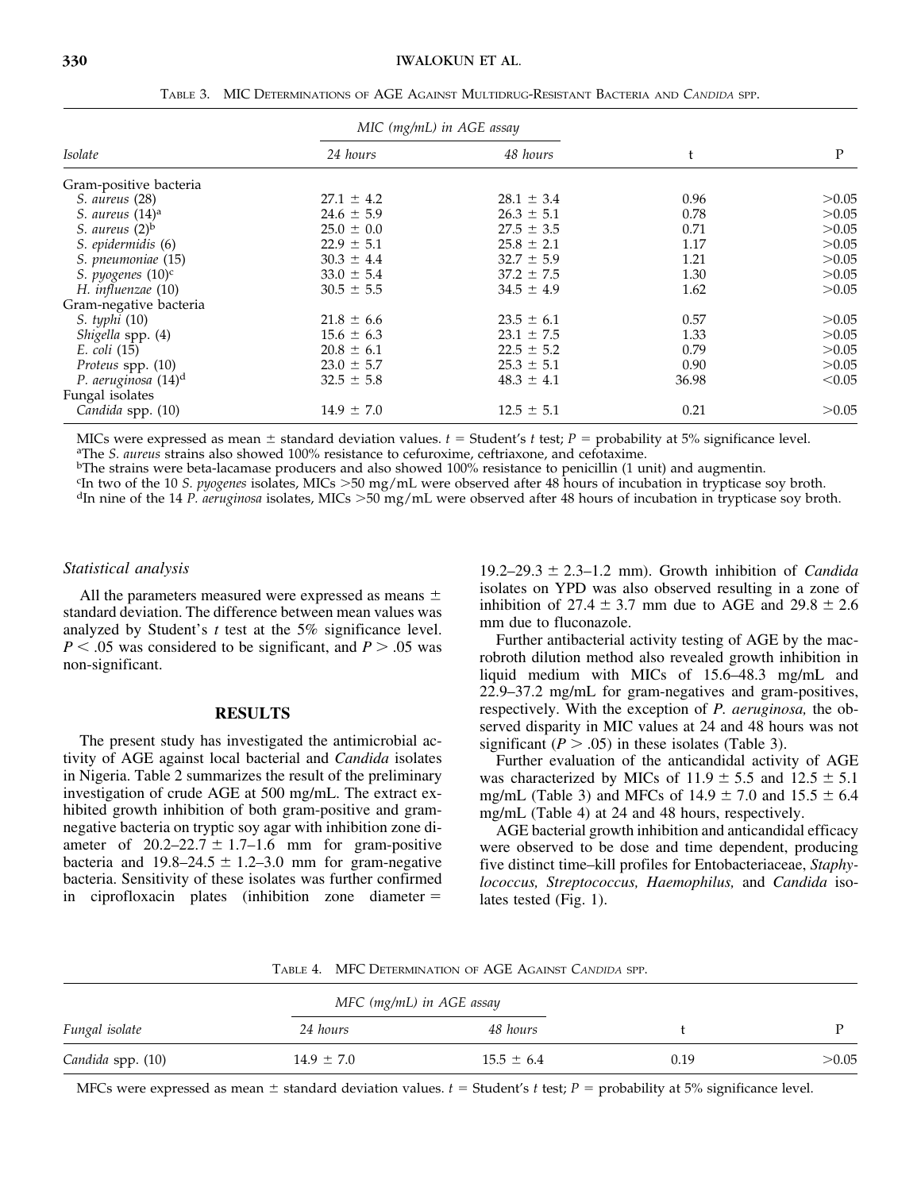Table 3. MIC Determinations of AGE Against Multidrug-Resistant Bacteria and *Candida* spp.

| Isolate | MIC (mg/mL) in AGE assay 24 hours | 48 hours | t | P |
|---|---|---|---|---|
| Gram-positive bacteria | | | | |
| *S. aureus* (28) | 27.1 ± 4.2 | 28.1 ± 3.4 | 0.96 | >0.05 |
| *S. aureus* (14)[a] | 24.6 ± 5.9 | 26.3 ± 5.1 | 0.78 | >0.05 |
| *S. aureus* (2)[b] | 25.0 ± 0.0 | 27.5 ± 3.5 | 0.71 | >0.05 |
| *S. epidermidis* (6) | 22.9 ± 5.1 | 25.8 ± 2.1 | 1.17 | >0.05 |
| *S. pneumoniae* (15) | 30.3 ± 4.4 | 32.7 ± 5.9 | 1.21 | >0.05 |
| *S. pyogenes* (10)[c] | 33.0 ± 5.4 | 37.2 ± 7.5 | 1.30 | >0.05 |
| *H. influenzae* (10) | 30.5 ± 5.5 | 34.5 ± 4.9 | 1.62 | >0.05 |
| Gram-negative bacteria | | | | |
| *S. typhi* (10) | 21.8 ± 6.6 | 23.5 ± 6.1 | 0.57 | >0.05 |
| *Shigella* spp. (4) | 15.6 ± 6.3 | 23.1 ± 7.5 | 1.33 | >0.05 |
| *E. coli* (15) | 20.8 ± 6.1 | 22.5 ± 5.2 | 0.79 | >0.05 |
| *Proteus* spp. (10) | 23.0 ± 5.7 | 25.3 ± 5.1 | 0.90 | >0.05 |
| *P. aeruginosa* (14)[d] | 32.5 ± 5.8 | 48.3 ± 4.1 | 36.98 | <0.05 |
| Fungal isolates | | | | |
| *Candida* spp. (10) | 14.9 ± 7.0 | 12.5 ± 5.1 | 0.21 | >0.05 |

MICs were expressed as mean ± standard deviation values. $t$ = Student's $t$ test; $P$ = probability at 5% significance level.
[a]The *S. aureus* strains also showed 100% resistance to cefuroxime, ceftriaxone, and cefotaxime.
[b]The strains were beta-lacamase producers and also showed 100% resistance to penicillin (1 unit) and augmentin.
[c]In two of the 10 *S. pyogenes* isolates, MICs >50 mg/mL were observed after 48 hours of incubation in trypticase soy broth.
[d]In nine of the 14 *P. aeruginosa* isolates, MICs >50 mg/mL were observed after 48 hours of incubation in trypticase soy broth.

### Statistical analysis

All the parameters measured were expressed as means ± standard deviation. The difference between mean values was analyzed by Student's $t$ test at the 5% significance level. $P < .05$ was considered to be significant, and $P > .05$ was non-significant.

## RESULTS

The present study has investigated the antimicrobial activity of AGE against local bacterial and *Candida* isolates in Nigeria. Table 2 summarizes the result of the preliminary investigation of crude AGE at 500 mg/mL. The extract exhibited growth inhibition of both gram-positive and gram-negative bacteria with inhibition zone diameter of 20.2–22.7 ± 1.7–1.6 mm for gram-positive bacteria and 19.8–24.5 ± 1.2–3.0 mm for gram-negative bacteria. Sensitivity of these isolates was further confirmed in ciprofloxacin plates (inhibition zone diameter = 19.2–29.3 ± 2.3–1.2 mm). Growth inhibition of *Candida* isolates on YPD was also observed resulting in a zone of inhibition of 27.4 ± 3.7 mm due to AGE and 29.8 ± 2.6 mm due to fluconazole.

Further antibacterial activity testing of AGE by the macrobroth dilution method also revealed growth inhibition in liquid medium with MICs of 15.6–48.3 mg/mL and 22.9–37.2 mg/mL for gram-negatives and gram-positives, respectively. With the exception of *P. aeruginosa,* the observed disparity in MIC values at 24 and 48 hours was not significant ($P > .05$) in these isolates (Table 3).

Further evaluation of the anticandidal activity of AGE was characterized by MICs of 11.9 ± 5.5 and 12.5 ± 5.1 mg/mL (Table 3) and MFCs of 14.9 ± 7.0 and 15.5 ± 6.4 mg/mL (Table 4) at 24 and 48 hours, respectively.

AGE bacterial growth inhibition and anticandidal efficacy were observed to be dose and time dependent, producing five distinct time–kill profiles for Entobacteriaceae, *Staphylococcus, Streptococcus, Haemophilus,* and *Candida* isolates tested (Fig. 1).

Table 4. MFC Determination of AGE Against *Candida* spp.

| Fungal isolate | MFC (mg/mL) in AGE assay 24 hours | 48 hours | t | P |
|---|---|---|---|---|
| *Candida* spp. (10) | 14.9 ± 7.0 | 15.5 ± 6.4 | 0.19 | >0.05 |

MFCs were expressed as mean ± standard deviation values. $t$ = Student's $t$ test; $P$ = probability at 5% significance level.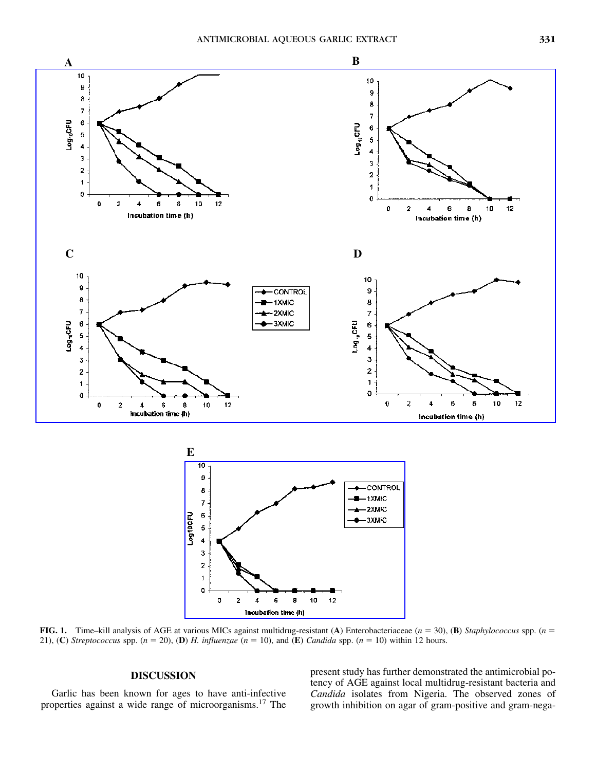A

10
9
8
7
6
5
4
3
2
1
0

Log10CFU

0 2 4 6 8 10 12

Incubation time (h)

B

10
9
8
7
6
5
4
3
2
1
0

Log10CFU

0 2 4 6 8 10 12

Incubation time (h)

C

10
9
8
7
6
5
4
3
2
1
0

Log10CFU

0 2 4 6 8 10 12

Incubation time (h)

CONTROL
1XMIC
2XMIC
3XMIC

D

10
9
8
7
6
5
4
3
2
1
0

Log10CFU

0 2 4 6 8 10 12

Incubation time (h)

E

10
9
8
7
6
5
4
3
2
1
0

Log10CFU

0 2 4 6 8 10 12

Incubation time (h)

CONTROL
1XMIC
2XMIC
3XMIC

**FIG. 1.** Time–kill analysis of AGE at various MICs against multidrug-resistant (**A**) Enterobacteriaceae ($n$ = 30), (**B**) *Staphylococcus* spp. ($n$ = 21), (**C**) *Streptococcus* spp. ($n$ = 20), (**D**) *H. influenzae* ($n$ = 10), and (**E**) *Candida* spp. ($n$ = 10) within 12 hours.

## DISCUSSION

Garlic has been known for ages to have anti-infective properties against a wide range of microorganisms.[17] The present study has further demonstrated the antimicrobial potency of AGE against local multidrug-resistant bacteria and *Candida* isolates from Nigeria. The observed zones of growth inhibition on agar of gram-positive and gram-nega-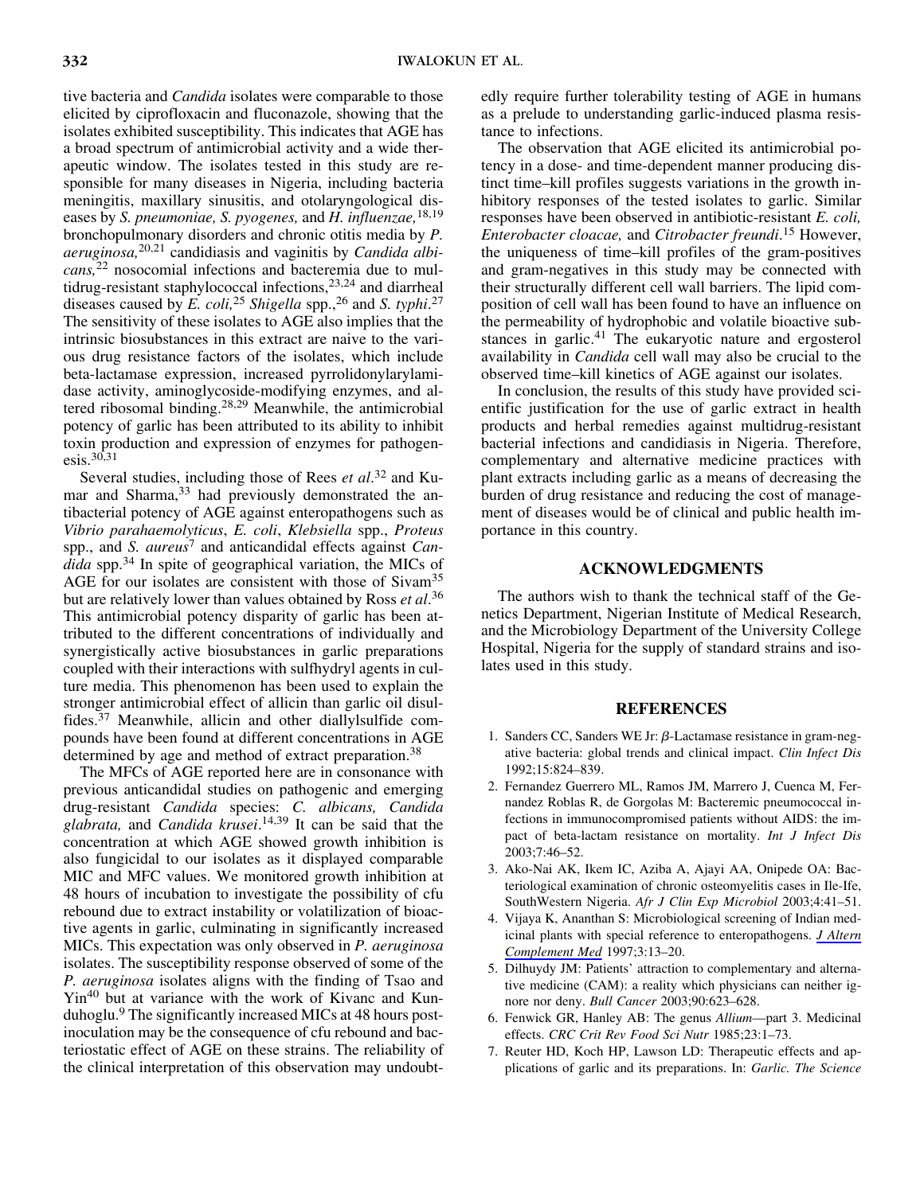tive bacteria and *Candida* isolates were comparable to those elicited by ciprofloxacin and fluconazole, showing that the isolates exhibited susceptibility. This indicates that AGE has a broad spectrum of antimicrobial activity and a wide therapeutic window. The isolates tested in this study are responsible for many diseases in Nigeria, including bacteria meningitis, maxillary sinusitis, and otolaryngological diseases by *S. pneumoniae, S. pyogenes,* and *H. influenzae,*[18,19] bronchopulmonary disorders and chronic otitis media by *P. aeruginosa,*[20,21] candidiasis and vaginitis by *Candida albicans,*[22] nosocomial infections and bacteremia due to multidrug-resistant staphylococcal infections,[23,24] and diarrheal diseases caused by *E. coli,*[25] *Shigella* spp.,[26] and *S. typhi*.[27] The sensitivity of these isolates to AGE also implies that the intrinsic biosubstances in this extract are naive to the various drug resistance factors of the isolates, which include beta-lactamase expression, increased pyrrolidonylarylamidase activity, aminoglycoside-modifying enzymes, and altered ribosomal binding.[28,29] Meanwhile, the antimicrobial potency of garlic has been attributed to its ability to inhibit toxin production and expression of enzymes for pathogenesis.[30,31]

Several studies, including those of Rees *et al*.[32] and Kumar and Sharma,[33] had previously demonstrated the antibacterial potency of AGE against enteropathogens such as *Vibrio parahaemolyticus*, *E. coli*, *Klebsiella* spp., *Proteus* spp., and *S. aureus*[7] and anticandidal effects against *Candida* spp.[34] In spite of geographical variation, the MICs of AGE for our isolates are consistent with those of Sivam[35] but are relatively lower than values obtained by Ross *et al*.[36] This antimicrobial potency disparity of garlic has been attributed to the different concentrations of individually and synergistically active biosubstances in garlic preparations coupled with their interactions with sulfhydryl agents in culture media. This phenomenon has been used to explain the stronger antimicrobial effect of allicin than garlic oil disulfides.[37] Meanwhile, allicin and other diallylsulfide compounds have been found at different concentrations in AGE determined by age and method of extract preparation.[38]

The MFCs of AGE reported here are in consonance with previous anticandidal studies on pathogenic and emerging drug-resistant *Candida* species: *C. albicans, Candida glabrata,* and *Candida krusei*.[14,39] It can be said that the concentration at which AGE showed growth inhibition is also fungicidal to our isolates as it displayed comparable MIC and MFC values. We monitored growth inhibition at 48 hours of incubation to investigate the possibility of cfu rebound due to extract instability or volatilization of bioactive agents in garlic, culminating in significantly increased MICs. This expectation was only observed in *P. aeruginosa* isolates. The susceptibility response observed of some of the *P. aeruginosa* isolates aligns with the finding of Tsao and Yin[40] but at variance with the work of Kivanc and Kunduhoglu.[9] The significantly increased MICs at 48 hours post-inoculation may be the consequence of cfu rebound and bacteriostatic effect of AGE on these strains. The reliability of the clinical interpretation of this observation may undoubtedly require further tolerability testing of AGE in humans as a prelude to understanding garlic-induced plasma resistance to infections.

The observation that AGE elicited its antimicrobial potency in a dose- and time-dependent manner producing distinct time–kill profiles suggests variations in the growth inhibitory responses of the tested isolates to garlic. Similar responses have been observed in antibiotic-resistant *E. coli, Enterobacter cloacae,* and *Citrobacter freundi*.[15] However, the uniqueness of time–kill profiles of the gram-positives and gram-negatives in this study may be connected with their structurally different cell wall barriers. The lipid composition of cell wall has been found to have an influence on the permeability of hydrophobic and volatile bioactive substances in garlic.[41] The eukaryotic nature and ergosterol availability in *Candida* cell wall may also be crucial to the observed time–kill kinetics of AGE against our isolates.

In conclusion, the results of this study have provided scientific justification for the use of garlic extract in health products and herbal remedies against multidrug-resistant bacterial infections and candidiasis in Nigeria. Therefore, complementary and alternative medicine practices with plant extracts including garlic as a means of decreasing the burden of drug resistance and reducing the cost of management of diseases would be of clinical and public health importance in this country.

## ACKNOWLEDGMENTS

The authors wish to thank the technical staff of the Genetics Department, Nigerian Institute of Medical Research, and the Microbiology Department of the University College Hospital, Nigeria for the supply of standard strains and isolates used in this study.

## REFERENCES

1. Sanders CC, Sanders WE Jr: $\beta$-Lactamase resistance in gram-negative bacteria: global trends and clinical impact. *Clin Infect Dis* 1992;15:824–839.
2. Fernandez Guerrero ML, Ramos JM, Marrero J, Cuenca M, Fernandez Roblas R, de Gorgolas M: Bacteremic pneumococcal infections in immunocompromised patients without AIDS: the impact of beta-lactam resistance on mortality. *Int J Infect Dis* 2003;7:46–52.
3. Ako-Nai AK, Ikem IC, Aziba A, Ajayi AA, Onipede OA: Bacteriological examination of chronic osteomyelitis cases in Ile-Ife, SouthWestern Nigeria. *Afr J Clin Exp Microbiol* 2003;4:41–51.
4. Vijaya K, Ananthan S: Microbiological screening of Indian medicinal plants with special reference to enteropathogens. *J Altern Complement Med* 1997;3:13–20.
5. Dilhuydy JM: Patients' attraction to complementary and alternative medicine (CAM): a reality which physicians can neither ignore nor deny. *Bull Cancer* 2003;90:623–628.
6. Fenwick GR, Hanley AB: The genus *Allium*—part 3. Medicinal effects. *CRC Crit Rev Food Sci Nutr* 1985;23:1–73.
7. Reuter HD, Koch HP, Lawson LD: Therapeutic effects and applications of garlic and its preparations. In: *Garlic. The Science*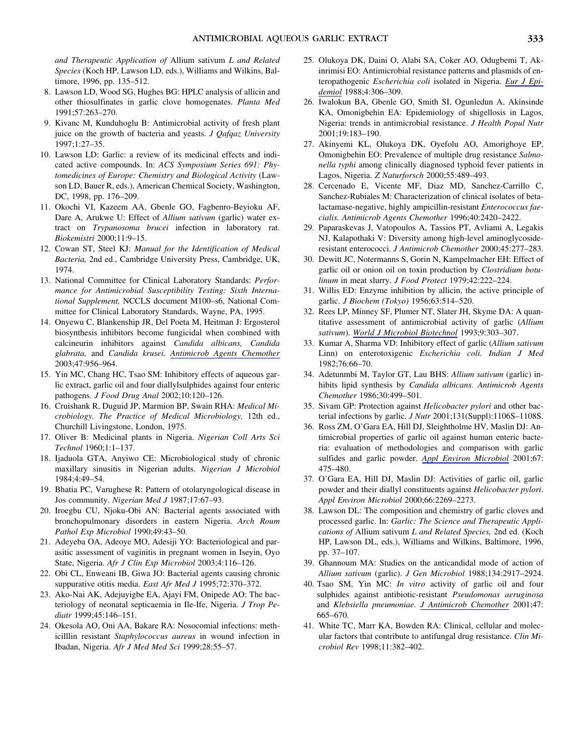*and Therapeutic Application of* Allium sativum *L and Related Species* (Koch HP, Lawson LD, eds.), Williams and Wilkins, Baltimore, 1996, pp. 135–512.

8. Lawson LD, Wood SG, Hughes BG: HPLC analysis of allicin and other thiosulfinates in garlic clove homogenates. *Planta Med* 1991;57:263–270.
9. Kivanc M, Kunduhoglu B: Antimicrobial activity of fresh plant juice on the growth of bacteria and yeasts. *J Qafqaz University* 1997;1:27–35.
10. Lawson LD: Garlic: a review of its medicinal effects and indicated active compounds. In: *ACS Symposium Series 691: Phytomedicines of Europe: Chemistry and Biological Activity* (Lawson LD, Bauer R, eds.), American Chemical Society, Washington, DC, 1998, pp. 176–209.
11. Okochi VI, Kazeem AA, Gbenle GO, Fagbenro-Beyioku AF, Dare A, Arukwe U: Effect of *Allium sativum* (garlic) water extract on *Trypanosoma brucei* infection in laboratory rat. *Biokemistri* 2000;11:9–15.
12. Cowan ST, Steel KJ: *Manual for the Identification of Medical Bacteria,* 2nd ed., Cambridge University Press, Cambridge, UK, 1974.
13. National Committee for Clinical Laboratory Standards: *Performance for Antimicrobial Susceptibility Testing: Sixth International Supplement,* NCCLS document M100–s6, National Committee for Clinical Laboratory Standards, Wayne, PA, 1995.
14. Onyewu C, Blankenship JR, Del Poeta M, Heitman J: Ergosterol biosynthesis inhibitors become fungicidal when combined with calcineurin inhibitors against *Candida albicans, Candida glabrata,* and *Candida krusei. Antimicrob Agents Chemother* 2003;47:956–964.
15. Yin MC, Chang HC, Tsao SM: Inhibitory effects of aqueous garlic extract, garlic oil and four diallylsulphides against four enteric pathogens. *J Food Drug Anal* 2002;10:120–126.
16. Cruishank R, Duguid JP, Marmion BP, Swain RHA: *Medical Microbiology. The Practice of Medical Microbiology,* 12th ed., Churchill Livingstone, London, 1975.
17. Oliver B: Medicinal plants in Nigeria. *Nigerian Coll Arts Sci Technol* 1960;1:1–137.
18. Ijaduola GTA, Anyiwo CE: Microbiological study of chronic maxillary sinusitis in Nigerian adults. *Nigerian J Microbiol* 1984;4:49–54.
19. Bhatia PC, Varughese R: Pattern of otolaryngological disease in Jos community. *Nigerian Med J* 1987;17:67–93.
20. Iroegbu CU, Njoku-Obi AN: Bacterial agents associated with bronchopulmonary disorders in eastern Nigeria. *Arch Roum Pathol Exp Microbiol* 1990;49:43–50.
21. Adeyeba OA, Adeoye MO, Adesiji YO: Bacteriological and parasitic assessment of vaginitis in pregnant women in Iseyin, Oyo State, Nigeria. *Afr J Clin Exp Microbiol* 2003;4:116–126.
22. Obi CL, Enweani IB, Giwa JO: Bacterial agents causing chronic suppurative otitis media. *East Afr Med J* 1995;72:370–372.
23. Ako-Nai AK, Adejuyigbe EA, Ajayi FM, Onipede AO: The bacteriology of neonatal septicaemia in Ile-Ife, Nigeria. *J Trop Pediatr* 1999;45:146–151.
24. Okesola AO, Oni AA, Bakare RA: Nosocomial infections: methicilllin resistant *Staphylococcus aureus* in wound infection in Ibadan, Nigeria. *Afr J Med Med Sci* 1999;28:55–57.
25. Olukoya DK, Daini O, Alabi SA, Coker AO, Odugbemi T, Akinrimisi EO: Antimicrobial resistance patterns and plasmids of enteropathogenic *Escherichia coli* isolated in Nigeria. *Eur J Epidemiol* 1988;4:306–309.
26. Iwalokun BA, Gbenle GO, Smith SI, Ogunledun A, Akinsinde KA, Omonigbehin EA: Epidemiology of shigellosis in Lagos, Nigeria: trends in antimicrobial resistance. *J Health Popul Nutr* 2001;19:183–190.
27. Akinyemi KL, Olukoya DK, Oyefolu AO, Amorighoye EP, Omonigbehin EO: Prevalence of multiple drug resistance *Salmonella typhi* among clinically diagnosed typhoid fever patients in Lagos, Nigeria. *Z Naturforsch* 2000;55:489–493.
28. Cercenado E, Vicente MF, Diaz MD, Sanchez-Carrillo C, Sanchez-Rubiales M: Characterization of clinical isolates of beta-lactamase-negative, highly ampicillin-resistant *Enterococcus faecialis. Antimicrob Agents Chemother* 1996;40:2420–2422.
29. Paparaskevas J, Vatopoulos A, Tassios PT, Avliami A, Legakis NJ, Kalapothaki V: Diversity among high-level aminoglycoside-resistant enterococci. *J Antimicrob Chemother* 2000;45:277–283.
30. Dewitt JC, Notermanns S, Gorin N, Kampelmacher EH: Effect of garlic oil or onion oil on toxin production by *Clostridium botulinum* in meat slurry. *J Food Protect* 1979;42:222–224.
31. Willis ED: Enzyme inhibition by allicin, the active principle of garlic. *J Biochem (Tokyo)* 1956;63:514–520.
32. Rees LP, Minney SF, Plumer NT, Slater JH, Skyme DA: A quantitative assessment of antimicrobial activity of garlic (*Allium sativum*). *World J Microbiol Biotechnol* 1993;9:303–307.
33. Kumar A, Sharma VD: Inhibitory effect of garlic (*Allium sativum* Linn) on enterotoxigenic *Escherichia coli. Indian J Med* 1982;76:66–70.
34. Adetunmbi M, Taylor GT, Lau BHS: *Allium sativum* (garlic) inhibits lipid synthesis by *Candida albicans. Antimicrob Agents Chemother* 1986;30:499–501.
35. Sivam GP: Protection against *Helicobacter pylori* and other bacterial infections by garlic. *J Nutr* 2001;131(Suppl):1106S–1108S.
36. Ross ZM, O'Gara EA, Hill DJ, Sleightholme HV, Maslin DJ: Antimicrobial properties of garlic oil against human enteric bacteria: evaluation of methodologies and comparison with garlic sulfides and garlic powder. *Appl Environ Microbiol* 2001;67: 475–480.
37. O'Gara EA, Hill DJ, Maslin DJ: Activities of garlic oil, garlic powder and their diallyl constituents against *Helicobacter pylori*. *Appl Environ Microbiol* 2000;66:2269–2273.
38. Lawson DL: The composition and chemistry of garlic cloves and processed garlic. In: *Garlic: The Science and Therapeutic Applications of* Allium sativum *L and Related Species,* 2nd ed. (Koch HP, Lawson DL, eds.), Williams and Wilkins, Baltimore, 1996, pp. 37–107.
39. Ghannoum MA: Studies on the anticandidal mode of action of *Allium sativum* (garlic). *J Gen Microbiol* 1988;134:2917–2924.
40. Tsao SM, Yin MC: *In vitro* activity of garlic oil and four sulphides against antibiotic-resistant *Pseudomonas aeruginosa* and *Klebsiella pneumoniae. J Antimicrob Chemother* 2001;47: 665–670.
41. White TC, Marr KA, Bowden RA: Clinical, cellular and molecular factors that contribute to antifungal drug resistance. *Clin Microbiol Rev* 1998;11:382–402.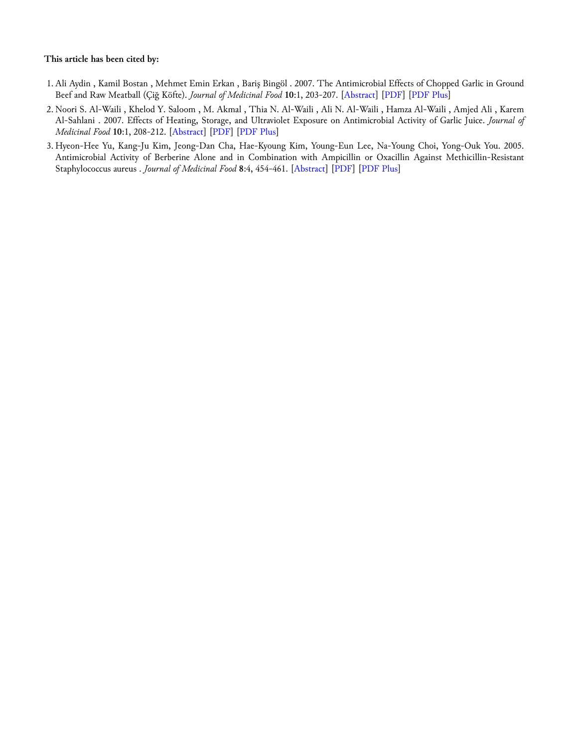**This article has been cited by:**

1. Ali Aydin , Kamil Bostan , Mehmet Emin Erkan , Bariş Bingöl . 2007. The Antimicrobial Effects of Chopped Garlic in Ground Beef and Raw Meatball (Çiğ Köfte). *Journal of Medicinal Food* **10**:1, 203-207. [Abstract] [PDF] [PDF Plus]
2. Noori S. Al-Waili , Khelod Y. Saloom , M. Akmal , Thia N. Al-Waili , Ali N. Al-Waili , Hamza Al-Waili , Amjed Ali , Karem Al-Sahlani . 2007. Effects of Heating, Storage, and Ultraviolet Exposure on Antimicrobial Activity of Garlic Juice. *Journal of Medicinal Food* **10**:1, 208-212. [Abstract] [PDF] [PDF Plus]
3. Hyeon-Hee Yu, Kang-Ju Kim, Jeong-Dan Cha, Hae-Kyoung Kim, Young-Eun Lee, Na-Young Choi, Yong-Ouk You. 2005. Antimicrobial Activity of Berberine Alone and in Combination with Ampicillin or Oxacillin Against Methicillin-Resistant Staphylococcus aureus . *Journal of Medicinal Food* **8**:4, 454-461. [Abstract] [PDF] [PDF Plus]